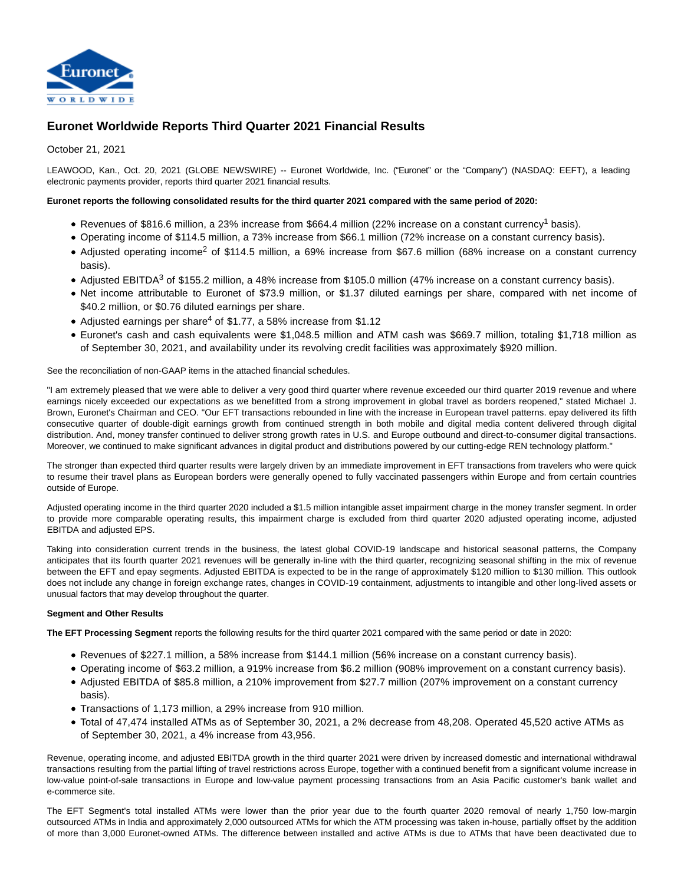# Euronet Worldwide Reports Third Quarter 2021 Financial Results

October 21, 2021

LEAWOOD, Kan., Oct. 20, 2021 (GLOBE NEWSWIRE) -- Euronet Worldwide, Inc. ("Euronet" or the "Company") (NASDAQ: EEFT), a leading electronic payments provider, reports third quarter 2021 financial results.

**Euronet reports the following consolidated results for the third quarter 2021 compared with the same period of 2020:**

- Revenues of $816.6 million, a 23% increase from $664.4 million (22% increase on a constant currency[1] basis).
- Operating income of $114.5 million, a 73% increase from $66.1 million (72% increase on a constant currency basis).
- Adjusted operating income[2] of $114.5 million, a 69% increase from $67.6 million (68% increase on a constant currency basis).
- Adjusted EBITDA[3] of $155.2 million, a 48% increase from $105.0 million (47% increase on a constant currency basis).
- Net income attributable to Euronet of $73.9 million, or $1.37 diluted earnings per share, compared with net income of $40.2 million, or $0.76 diluted earnings per share.
- Adjusted earnings per share[4] of $1.77, a 58% increase from $1.12
- Euronet's cash and cash equivalents were $1,048.5 million and ATM cash was $669.7 million, totaling $1,718 million as of September 30, 2021, and availability under its revolving credit facilities was approximately $920 million.

See the reconciliation of non-GAAP items in the attached financial schedules.

"I am extremely pleased that we were able to deliver a very good third quarter where revenue exceeded our third quarter 2019 revenue and where earnings nicely exceeded our expectations as we benefitted from a strong improvement in global travel as borders reopened," stated Michael J. Brown, Euronet's Chairman and CEO. "Our EFT transactions rebounded in line with the increase in European travel patterns. epay delivered its fifth consecutive quarter of double-digit earnings growth from continued strength in both mobile and digital media content delivered through digital distribution. And, money transfer continued to deliver strong growth rates in U.S. and Europe outbound and direct-to-consumer digital transactions. Moreover, we continued to make significant advances in digital product and distributions powered by our cutting-edge REN technology platform."

The stronger than expected third quarter results were largely driven by an immediate improvement in EFT transactions from travelers who were quick to resume their travel plans as European borders were generally opened to fully vaccinated passengers within Europe and from certain countries outside of Europe.

Adjusted operating income in the third quarter 2020 included a $1.5 million intangible asset impairment charge in the money transfer segment. In order to provide more comparable operating results, this impairment charge is excluded from third quarter 2020 adjusted operating income, adjusted EBITDA and adjusted EPS.

Taking into consideration current trends in the business, the latest global COVID-19 landscape and historical seasonal patterns, the Company anticipates that its fourth quarter 2021 revenues will be generally in-line with the third quarter, recognizing seasonal shifting in the mix of revenue between the EFT and epay segments. Adjusted EBITDA is expected to be in the range of approximately $120 million to $130 million. This outlook does not include any change in foreign exchange rates, changes in COVID-19 containment, adjustments to intangible and other long-lived assets or unusual factors that may develop throughout the quarter.

**Segment and Other Results**

**The EFT Processing Segment** reports the following results for the third quarter 2021 compared with the same period or date in 2020:

- Revenues of $227.1 million, a 58% increase from $144.1 million (56% increase on a constant currency basis).
- Operating income of $63.2 million, a 919% increase from $6.2 million (908% improvement on a constant currency basis).
- Adjusted EBITDA of $85.8 million, a 210% improvement from $27.7 million (207% improvement on a constant currency basis).
- Transactions of 1,173 million, a 29% increase from 910 million.
- Total of 47,474 installed ATMs as of September 30, 2021, a 2% decrease from 48,208. Operated 45,520 active ATMs as of September 30, 2021, a 4% increase from 43,956.

Revenue, operating income, and adjusted EBITDA growth in the third quarter 2021 were driven by increased domestic and international withdrawal transactions resulting from the partial lifting of travel restrictions across Europe, together with a continued benefit from a significant volume increase in low-value point-of-sale transactions in Europe and low-value payment processing transactions from an Asia Pacific customer's bank wallet and e-commerce site.

The EFT Segment's total installed ATMs were lower than the prior year due to the fourth quarter 2020 removal of nearly 1,750 low-margin outsourced ATMs in India and approximately 2,000 outsourced ATMs for which the ATM processing was taken in-house, partially offset by the addition of more than 3,000 Euronet-owned ATMs. The difference between installed and active ATMs is due to ATMs that have been deactivated due to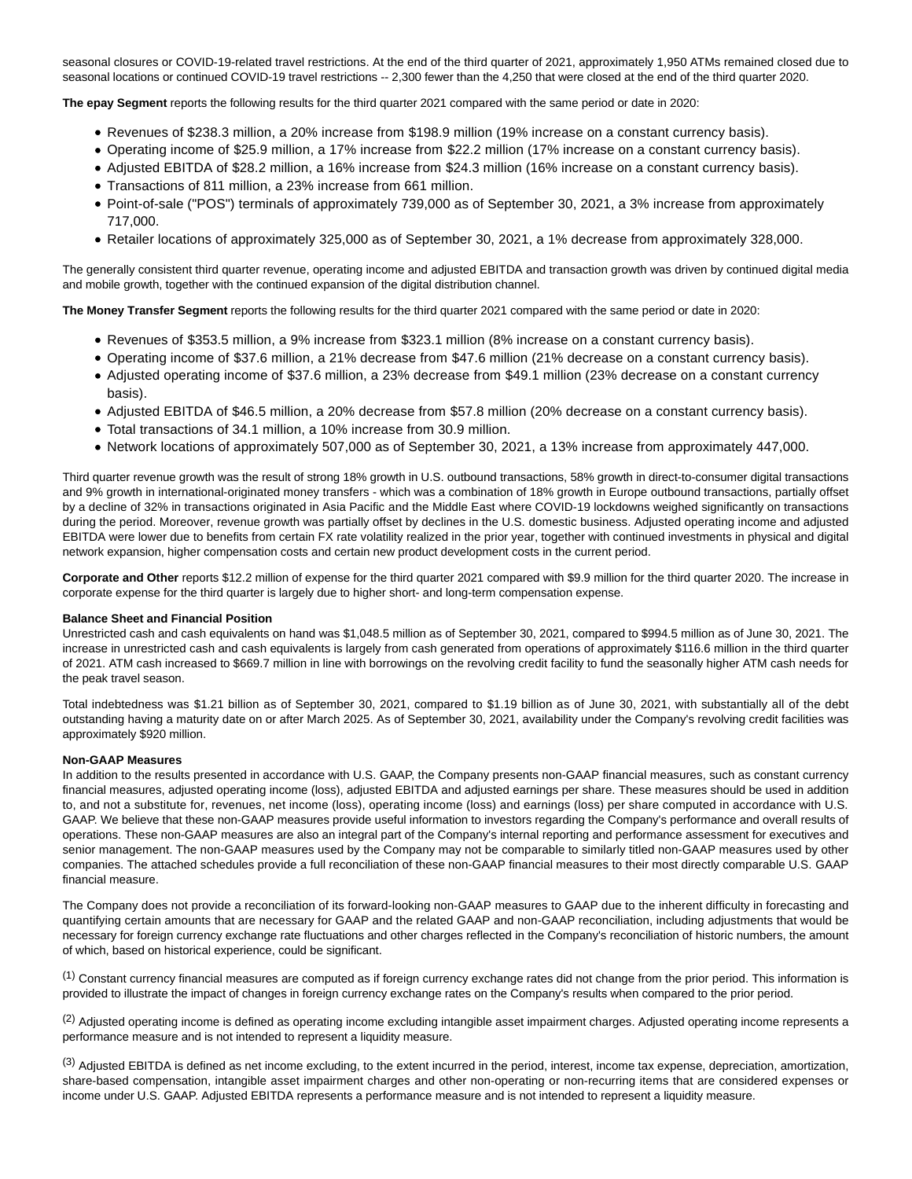seasonal closures or COVID-19-related travel restrictions. At the end of the third quarter of 2021, approximately 1,950 ATMs remained closed due to seasonal locations or continued COVID-19 travel restrictions -- 2,300 fewer than the 4,250 that were closed at the end of the third quarter 2020.

**The epay Segment** reports the following results for the third quarter 2021 compared with the same period or date in 2020:

- Revenues of $238.3 million, a 20% increase from $198.9 million (19% increase on a constant currency basis).
- Operating income of $25.9 million, a 17% increase from $22.2 million (17% increase on a constant currency basis).
- Adjusted EBITDA of $28.2 million, a 16% increase from $24.3 million (16% increase on a constant currency basis).
- Transactions of 811 million, a 23% increase from 661 million.
- Point-of-sale ("POS") terminals of approximately 739,000 as of September 30, 2021, a 3% increase from approximately 717,000.
- Retailer locations of approximately 325,000 as of September 30, 2021, a 1% decrease from approximately 328,000.

The generally consistent third quarter revenue, operating income and adjusted EBITDA and transaction growth was driven by continued digital media and mobile growth, together with the continued expansion of the digital distribution channel.

**The Money Transfer Segment** reports the following results for the third quarter 2021 compared with the same period or date in 2020:

- Revenues of $353.5 million, a 9% increase from $323.1 million (8% increase on a constant currency basis).
- Operating income of $37.6 million, a 21% decrease from $47.6 million (21% decrease on a constant currency basis).
- Adjusted operating income of $37.6 million, a 23% decrease from $49.1 million (23% decrease on a constant currency basis).
- Adjusted EBITDA of $46.5 million, a 20% decrease from $57.8 million (20% decrease on a constant currency basis).
- Total transactions of 34.1 million, a 10% increase from 30.9 million.
- Network locations of approximately 507,000 as of September 30, 2021, a 13% increase from approximately 447,000.

Third quarter revenue growth was the result of strong 18% growth in U.S. outbound transactions, 58% growth in direct-to-consumer digital transactions and 9% growth in international-originated money transfers - which was a combination of 18% growth in Europe outbound transactions, partially offset by a decline of 32% in transactions originated in Asia Pacific and the Middle East where COVID-19 lockdowns weighed significantly on transactions during the period. Moreover, revenue growth was partially offset by declines in the U.S. domestic business. Adjusted operating income and adjusted EBITDA were lower due to benefits from certain FX rate volatility realized in the prior year, together with continued investments in physical and digital network expansion, higher compensation costs and certain new product development costs in the current period.

**Corporate and Other** reports $12.2 million of expense for the third quarter 2021 compared with $9.9 million for the third quarter 2020. The increase in corporate expense for the third quarter is largely due to higher short- and long-term compensation expense.

**Balance Sheet and Financial Position**

Unrestricted cash and cash equivalents on hand was $1,048.5 million as of September 30, 2021, compared to $994.5 million as of June 30, 2021. The increase in unrestricted cash and cash equivalents is largely from cash generated from operations of approximately $116.6 million in the third quarter of 2021. ATM cash increased to $669.7 million in line with borrowings on the revolving credit facility to fund the seasonally higher ATM cash needs for the peak travel season.

Total indebtedness was $1.21 billion as of September 30, 2021, compared to $1.19 billion as of June 30, 2021, with substantially all of the debt outstanding having a maturity date on or after March 2025. As of September 30, 2021, availability under the Company's revolving credit facilities was approximately $920 million.

**Non-GAAP Measures**

In addition to the results presented in accordance with U.S. GAAP, the Company presents non-GAAP financial measures, such as constant currency financial measures, adjusted operating income (loss), adjusted EBITDA and adjusted earnings per share. These measures should be used in addition to, and not a substitute for, revenues, net income (loss), operating income (loss) and earnings (loss) per share computed in accordance with U.S. GAAP. We believe that these non-GAAP measures provide useful information to investors regarding the Company's performance and overall results of operations. These non-GAAP measures are also an integral part of the Company's internal reporting and performance assessment for executives and senior management. The non-GAAP measures used by the Company may not be comparable to similarly titled non-GAAP measures used by other companies. The attached schedules provide a full reconciliation of these non-GAAP financial measures to their most directly comparable U.S. GAAP financial measure.

The Company does not provide a reconciliation of its forward-looking non-GAAP measures to GAAP due to the inherent difficulty in forecasting and quantifying certain amounts that are necessary for GAAP and the related GAAP and non-GAAP reconciliation, including adjustments that would be necessary for foreign currency exchange rate fluctuations and other charges reflected in the Company's reconciliation of historic numbers, the amount of which, based on historical experience, could be significant.

(1) Constant currency financial measures are computed as if foreign currency exchange rates did not change from the prior period. This information is provided to illustrate the impact of changes in foreign currency exchange rates on the Company's results when compared to the prior period.

(2) Adjusted operating income is defined as operating income excluding intangible asset impairment charges. Adjusted operating income represents a performance measure and is not intended to represent a liquidity measure.

(3) Adjusted EBITDA is defined as net income excluding, to the extent incurred in the period, interest, income tax expense, depreciation, amortization, share-based compensation, intangible asset impairment charges and other non-operating or non-recurring items that are considered expenses or income under U.S. GAAP. Adjusted EBITDA represents a performance measure and is not intended to represent a liquidity measure.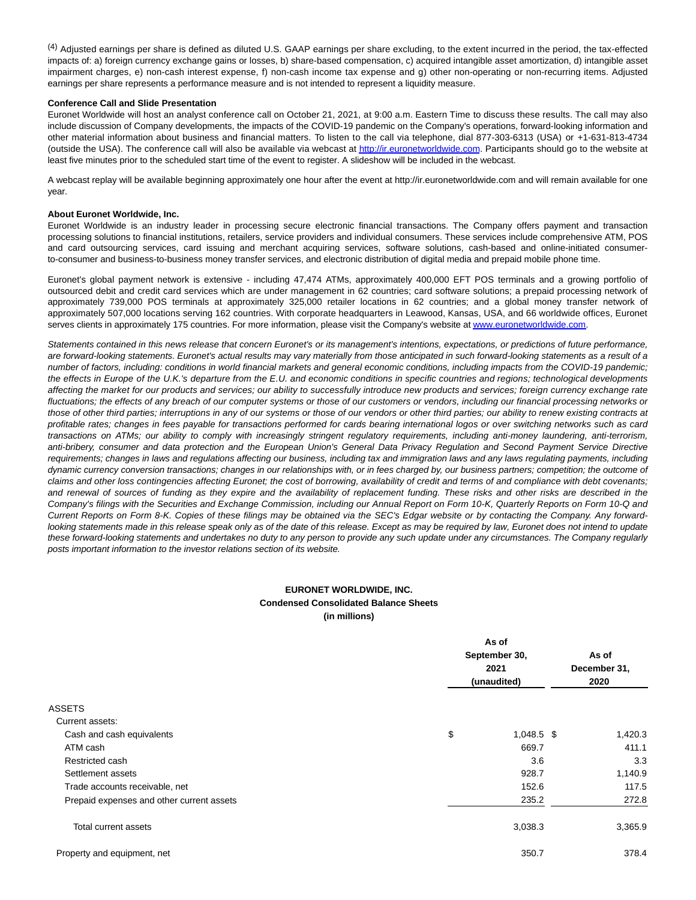[4] Adjusted earnings per share is defined as diluted U.S. GAAP earnings per share excluding, to the extent incurred in the period, the tax-effected impacts of: a) foreign currency exchange gains or losses, b) share-based compensation, c) acquired intangible asset amortization, d) intangible asset impairment charges, e) non-cash interest expense, f) non-cash income tax expense and g) other non-operating or non-recurring items. Adjusted earnings per share represents a performance measure and is not intended to represent a liquidity measure.

**Conference Call and Slide Presentation**

Euronet Worldwide will host an analyst conference call on October 21, 2021, at 9:00 a.m. Eastern Time to discuss these results. The call may also include discussion of Company developments, the impacts of the COVID-19 pandemic on the Company's operations, forward-looking information and other material information about business and financial matters. To listen to the call via telephone, dial 877-303-6313 (USA) or +1-631-813-4734 (outside the USA). The conference call will also be available via webcast at http://ir.euronetworldwide.com. Participants should go to the website at least five minutes prior to the scheduled start time of the event to register. A slideshow will be included in the webcast.

A webcast replay will be available beginning approximately one hour after the event at http://ir.euronetworldwide.com and will remain available for one year.

**About Euronet Worldwide, Inc.**

Euronet Worldwide is an industry leader in processing secure electronic financial transactions. The Company offers payment and transaction processing solutions to financial institutions, retailers, service providers and individual consumers. These services include comprehensive ATM, POS and card outsourcing services, card issuing and merchant acquiring services, software solutions, cash-based and online-initiated consumer-to-consumer and business-to-business money transfer services, and electronic distribution of digital media and prepaid mobile phone time.

Euronet's global payment network is extensive - including 47,474 ATMs, approximately 400,000 EFT POS terminals and a growing portfolio of outsourced debit and credit card services which are under management in 62 countries; card software solutions; a prepaid processing network of approximately 739,000 POS terminals at approximately 325,000 retailer locations in 62 countries; and a global money transfer network of approximately 507,000 locations serving 162 countries. With corporate headquarters in Leawood, Kansas, USA, and 66 worldwide offices, Euronet serves clients in approximately 175 countries. For more information, please visit the Company's website at www.euronetworldwide.com.

*Statements contained in this news release that concern Euronet's or its management's intentions, expectations, or predictions of future performance, are forward-looking statements. Euronet's actual results may vary materially from those anticipated in such forward-looking statements as a result of a number of factors, including: conditions in world financial markets and general economic conditions, including impacts from the COVID-19 pandemic; the effects in Europe of the U.K.'s departure from the E.U. and economic conditions in specific countries and regions; technological developments affecting the market for our products and services; our ability to successfully introduce new products and services; foreign currency exchange rate fluctuations; the effects of any breach of our computer systems or those of our customers or vendors, including our financial processing networks or those of other third parties; interruptions in any of our systems or those of our vendors or other third parties; our ability to renew existing contracts at profitable rates; changes in fees payable for transactions performed for cards bearing international logos or over switching networks such as card transactions on ATMs; our ability to comply with increasingly stringent regulatory requirements, including anti-money laundering, anti-terrorism, anti-bribery, consumer and data protection and the European Union's General Data Privacy Regulation and Second Payment Service Directive requirements; changes in laws and regulations affecting our business, including tax and immigration laws and any laws regulating payments, including dynamic currency conversion transactions; changes in our relationships with, or in fees charged by, our business partners; competition; the outcome of claims and other loss contingencies affecting Euronet; the cost of borrowing, availability of credit and terms of and compliance with debt covenants; and renewal of sources of funding as they expire and the availability of replacement funding. These risks and other risks are described in the Company's filings with the Securities and Exchange Commission, including our Annual Report on Form 10-K, Quarterly Reports on Form 10-Q and Current Reports on Form 8-K. Copies of these filings may be obtained via the SEC's Edgar website or by contacting the Company. Any forward-looking statements made in this release speak only as of the date of this release. Except as may be required by law, Euronet does not intend to update these forward-looking statements and undertakes no duty to any person to provide any such update under any circumstances. The Company regularly posts important information to the investor relations section of its website.*

**EURONET WORLDWIDE, INC.**
**Condensed Consolidated Balance Sheets**
**(in millions)**

| | As of September 30, 2021 (unaudited) | As of December 31, 2020 |
|---|---|---|
| ASSETS | | |
| Current assets: | | |
| Cash and cash equivalents | $ 1,048.5 | $ 1,420.3 |
| ATM cash | 669.7 | 411.1 |
| Restricted cash | 3.6 | 3.3 |
| Settlement assets | 928.7 | 1,140.9 |
| Trade accounts receivable, net | 152.6 | 117.5 |
| Prepaid expenses and other current assets | 235.2 | 272.8 |
| Total current assets | 3,038.3 | 3,365.9 |
| Property and equipment, net | 350.7 | 378.4 |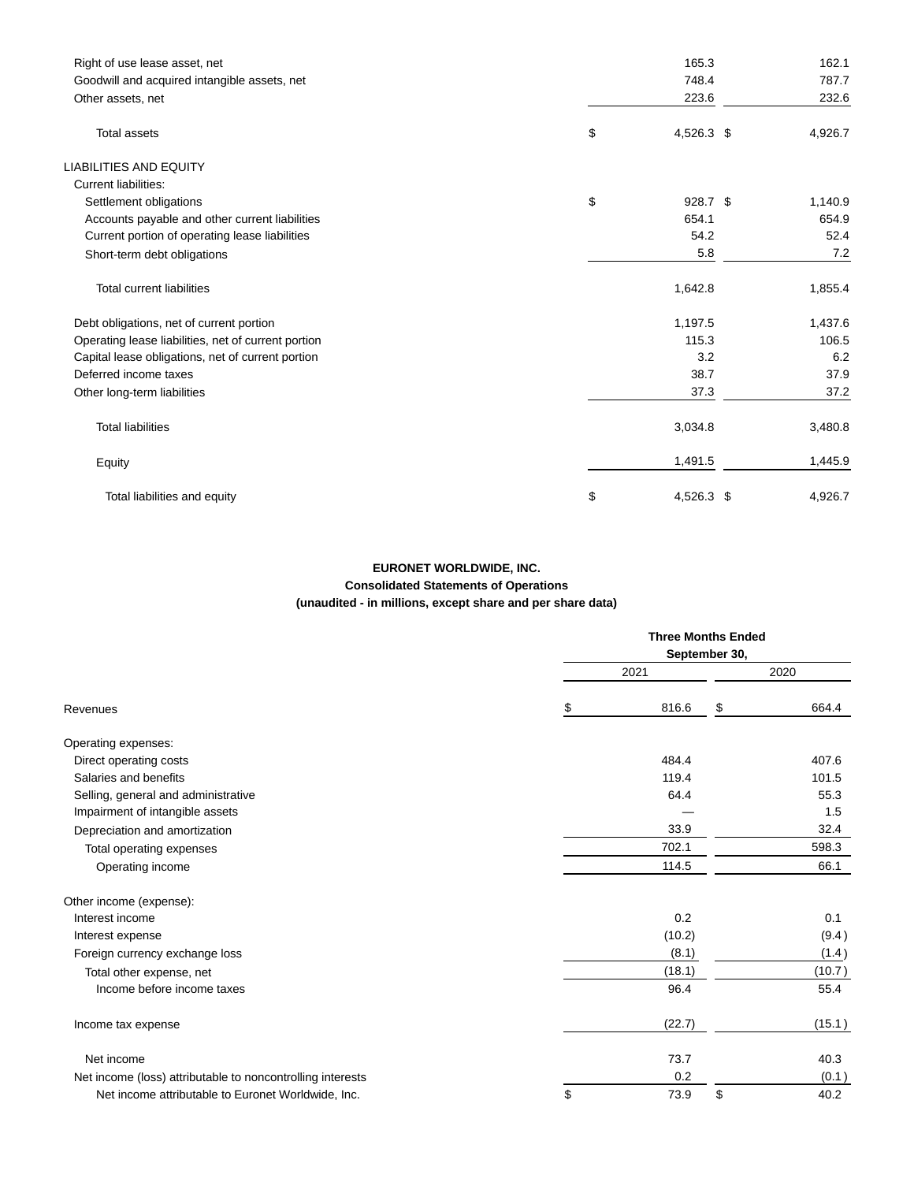| | | |
|---|---|---|
| Right of use lease asset, net | 165.3 | 162.1 |
| Goodwill and acquired intangible assets, net | 748.4 | 787.7 |
| Other assets, net | 223.6 | 232.6 |
| Total assets | $ 4,526.3 | $ 4,926.7 |
| LIABILITIES AND EQUITY | | |
| Current liabilities: | | |
| Settlement obligations | $ 928.7 | $ 1,140.9 |
| Accounts payable and other current liabilities | 654.1 | 654.9 |
| Current portion of operating lease liabilities | 54.2 | 52.4 |
| Short-term debt obligations | 5.8 | 7.2 |
| Total current liabilities | 1,642.8 | 1,855.4 |
| Debt obligations, net of current portion | 1,197.5 | 1,437.6 |
| Operating lease liabilities, net of current portion | 115.3 | 106.5 |
| Capital lease obligations, net of current portion | 3.2 | 6.2 |
| Deferred income taxes | 38.7 | 37.9 |
| Other long-term liabilities | 37.3 | 37.2 |
| Total liabilities | 3,034.8 | 3,480.8 |
| Equity | 1,491.5 | 1,445.9 |
| Total liabilities and equity | $ 4,526.3 | $ 4,926.7 |

**EURONET WORLDWIDE, INC.**
**Consolidated Statements of Operations**
**(unaudited - in millions, except share and per share data)**

| | Three Months Ended September 30, | |
|---|---|---|
| | 2021 | 2020 |
| Revenues | $ 816.6 | $ 664.4 |
| Operating expenses: | | |
| Direct operating costs | 484.4 | 407.6 |
| Salaries and benefits | 119.4 | 101.5 |
| Selling, general and administrative | 64.4 | 55.3 |
| Impairment of intangible assets | — | 1.5 |
| Depreciation and amortization | 33.9 | 32.4 |
| Total operating expenses | 702.1 | 598.3 |
| Operating income | 114.5 | 66.1 |
| Other income (expense): | | |
| Interest income | 0.2 | 0.1 |
| Interest expense | (10.2) | (9.4) |
| Foreign currency exchange loss | (8.1) | (1.4) |
| Total other expense, net | (18.1) | (10.7) |
| Income before income taxes | 96.4 | 55.4 |
| Income tax expense | (22.7) | (15.1) |
| Net income | 73.7 | 40.3 |
| Net income (loss) attributable to noncontrolling interests | 0.2 | (0.1) |
| Net income attributable to Euronet Worldwide, Inc. | $ 73.9 | $ 40.2 |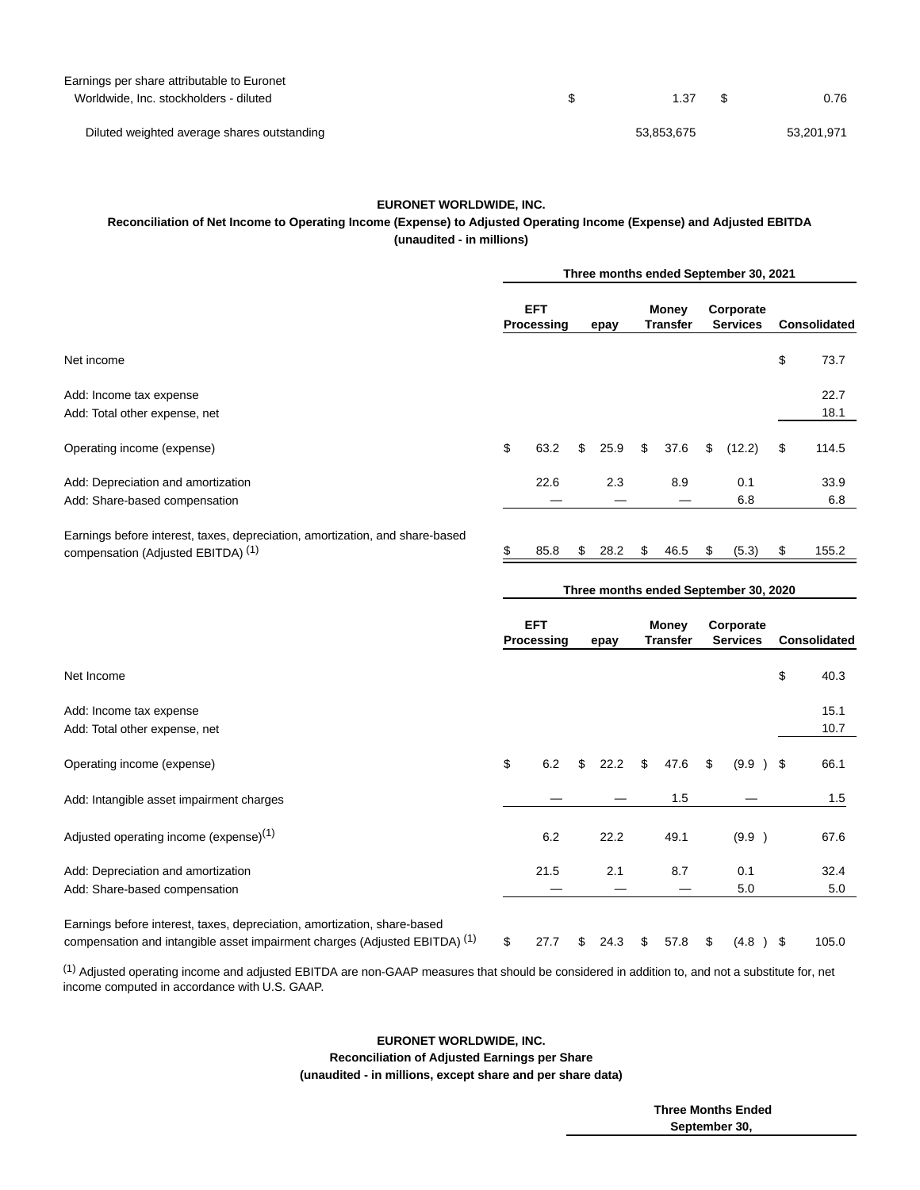| | | |
|---|---|---|
| Earnings per share attributable to Euronet Worldwide, Inc. stockholders - diluted | $ 1.37 | $ 0.76 |
| Diluted weighted average shares outstanding | 53,853,675 | 53,201,971 |

**EURONET WORLDWIDE, INC.**
**Reconciliation of Net Income to Operating Income (Expense) to Adjusted Operating Income (Expense) and Adjusted EBITDA**
**(unaudited - in millions)**

| | Three months ended September 30, 2021 | | | | |
|---|---|---|---|---|---|
| | **EFT Processing** | **epay** | **Money Transfer** | **Corporate Services** | **Consolidated** |
| Net income | | | | | $ 73.7 |
| Add: Income tax expense | | | | | 22.7 |
| Add: Total other expense, net | | | | | 18.1 |
| Operating income (expense) | $ 63.2 | $ 25.9 | $ 37.6 | $ (12.2) | $ 114.5 |
| Add: Depreciation and amortization | 22.6 | 2.3 | 8.9 | 0.1 | 33.9 |
| Add: Share-based compensation | — | — | — | 6.8 | 6.8 |
| Earnings before interest, taxes, depreciation, amortization, and share-based compensation (Adjusted EBITDA) [1] | $ 85.8 | $ 28.2 | $ 46.5 | $ (5.3) | $ 155.2 |

| | Three months ended September 30, 2020 | | | | |
|---|---|---|---|---|---|
| | **EFT Processing** | **epay** | **Money Transfer** | **Corporate Services** | **Consolidated** |
| Net Income | | | | | $ 40.3 |
| Add: Income tax expense | | | | | 15.1 |
| Add: Total other expense, net | | | | | 10.7 |
| Operating income (expense) | $ 6.2 | $ 22.2 | $ 47.6 | $ (9.9) | $ 66.1 |
| Add: Intangible asset impairment charges | — | — | 1.5 | — | 1.5 |
| Adjusted operating income (expense)[1] | 6.2 | 22.2 | 49.1 | (9.9) | 67.6 |
| Add: Depreciation and amortization | 21.5 | 2.1 | 8.7 | 0.1 | 32.4 |
| Add: Share-based compensation | — | — | — | 5.0 | 5.0 |
| Earnings before interest, taxes, depreciation, amortization, share-based compensation and intangible asset impairment charges (Adjusted EBITDA) [1] | $ 27.7 | $ 24.3 | $ 57.8 | $ (4.8) | $ 105.0 |

[1] Adjusted operating income and adjusted EBITDA are non-GAAP measures that should be considered in addition to, and not a substitute for, net income computed in accordance with U.S. GAAP.

**EURONET WORLDWIDE, INC.**
**Reconciliation of Adjusted Earnings per Share**
**(unaudited - in millions, except share and per share data)**

| | Three Months Ended September 30, |
|---|---|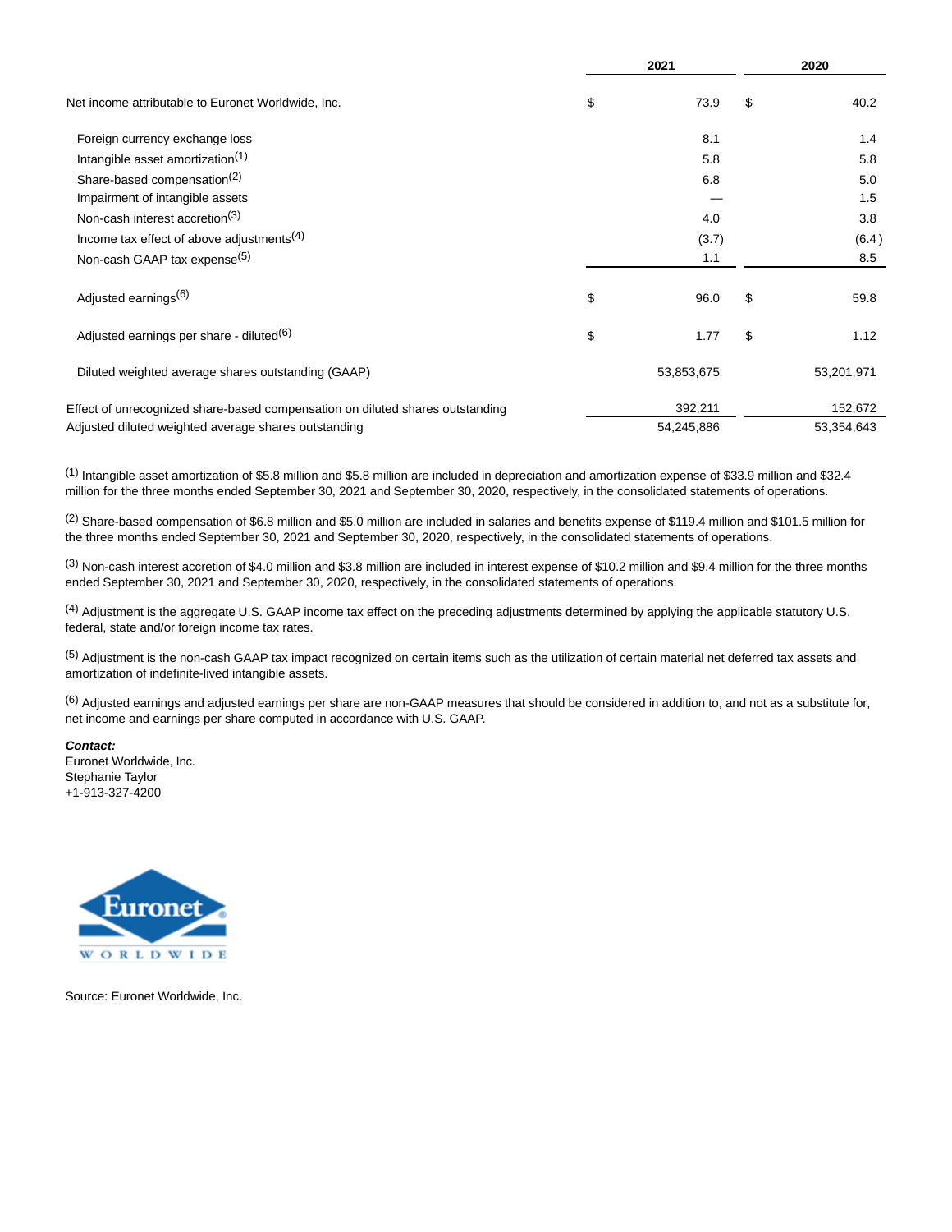| | 2021 | 2020 |
|---|---|---|
| Net income attributable to Euronet Worldwide, Inc. | $ 73.9 | $ 40.2 |
| Foreign currency exchange loss | 8.1 | 1.4 |
| Intangible asset amortization(1) | 5.8 | 5.8 |
| Share-based compensation(2) | 6.8 | 5.0 |
| Impairment of intangible assets | — | 1.5 |
| Non-cash interest accretion(3) | 4.0 | 3.8 |
| Income tax effect of above adjustments(4) | (3.7) | (6.4) |
| Non-cash GAAP tax expense(5) | 1.1 | 8.5 |
| Adjusted earnings(6) | $ 96.0 | $ 59.8 |
| Adjusted earnings per share - diluted(6) | $ 1.77 | $ 1.12 |
| Diluted weighted average shares outstanding (GAAP) | 53,853,675 | 53,201,971 |
| Effect of unrecognized share-based compensation on diluted shares outstanding | 392,211 | 152,672 |
| Adjusted diluted weighted average shares outstanding | 54,245,886 | 53,354,643 |

(1) Intangible asset amortization of $5.8 million and $5.8 million are included in depreciation and amortization expense of $33.9 million and $32.4 million for the three months ended September 30, 2021 and September 30, 2020, respectively, in the consolidated statements of operations.

(2) Share-based compensation of $6.8 million and $5.0 million are included in salaries and benefits expense of $119.4 million and $101.5 million for the three months ended September 30, 2021 and September 30, 2020, respectively, in the consolidated statements of operations.

(3) Non-cash interest accretion of $4.0 million and $3.8 million are included in interest expense of $10.2 million and $9.4 million for the three months ended September 30, 2021 and September 30, 2020, respectively, in the consolidated statements of operations.

(4) Adjustment is the aggregate U.S. GAAP income tax effect on the preceding adjustments determined by applying the applicable statutory U.S. federal, state and/or foreign income tax rates.

(5) Adjustment is the non-cash GAAP tax impact recognized on certain items such as the utilization of certain material net deferred tax assets and amortization of indefinite-lived intangible assets.

(6) Adjusted earnings and adjusted earnings per share are non-GAAP measures that should be considered in addition to, and not as a substitute for, net income and earnings per share computed in accordance with U.S. GAAP.

***Contact:***
Euronet Worldwide, Inc.
Stephanie Taylor
+1-913-327-4200

Euronet WORLDWIDE

Source: Euronet Worldwide, Inc.